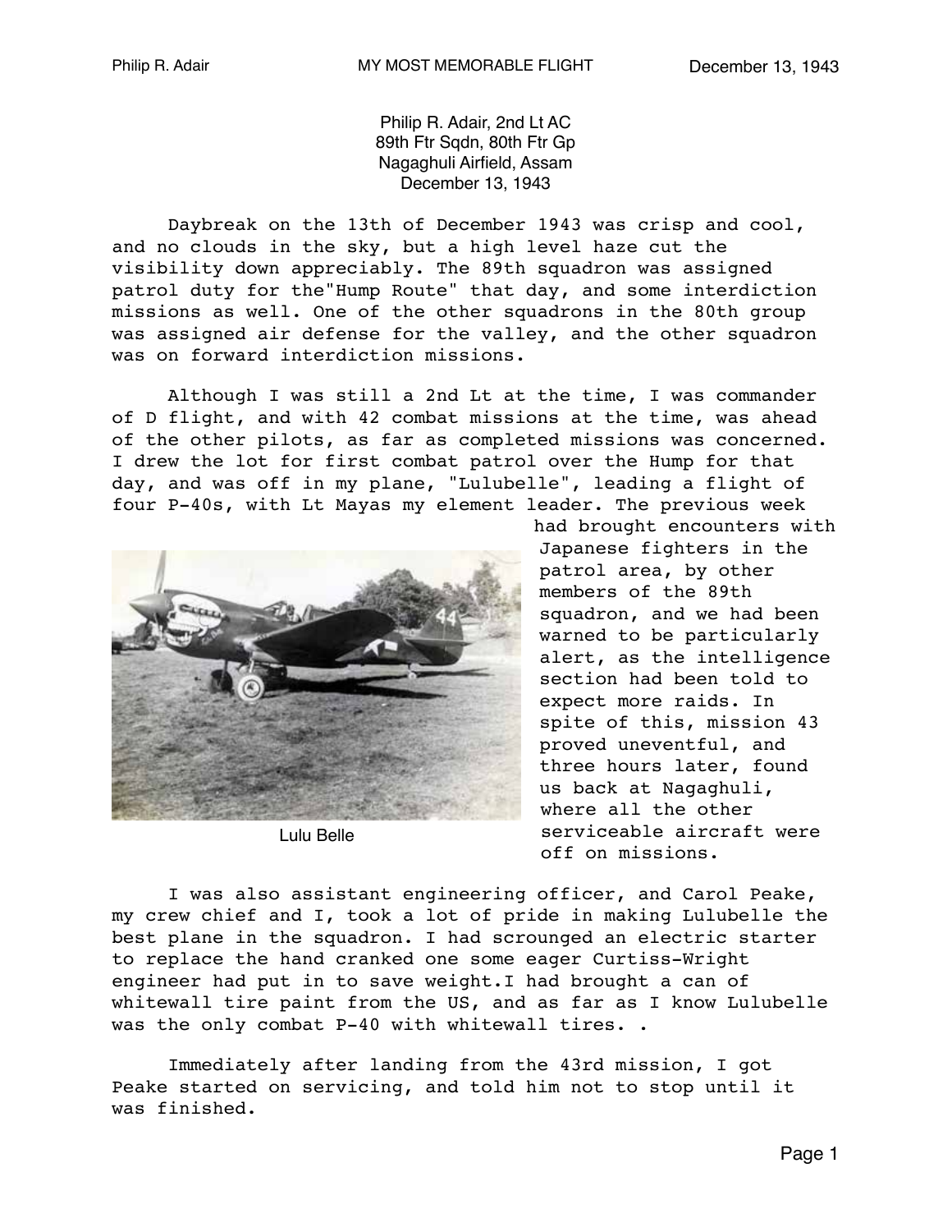Philip R. Adair, 2nd Lt AC
89th Ftr Sqdn, 80th Ftr Gp
Nagaghuli Airfield, Assam
December 13, 1943

Daybreak on the 13th of December 1943 was crisp and cool, and no clouds in the sky, but a high level haze cut the visibility down appreciably. The 89th squadron was assigned patrol duty for the"Hump Route" that day, and some interdiction missions as well. One of the other squadrons in the 80th group was assigned air defense for the valley, and the other squadron was on forward interdiction missions.

Although I was still a 2nd Lt at the time, I was commander of D flight, and with 42 combat missions at the time, was ahead of the other pilots, as far as completed missions was concerned. I drew the lot for first combat patrol over the Hump for that day, and was off in my plane, "Lulubelle", leading a flight of four P-40s, with Lt Mayas my element leader. The previous week had brought encounters with Japanese fighters in the patrol area, by other members of the 89th squadron, and we had been warned to be particularly alert, as the intelligence section had been told to expect more raids. In spite of this, mission 43 proved uneventful, and three hours later, found us back at Nagaghuli, where all the other serviceable aircraft were off on missions.

Lulu Belle

I was also assistant engineering officer, and Carol Peake, my crew chief and I, took a lot of pride in making Lulubelle the best plane in the squadron. I had scrounged an electric starter to replace the hand cranked one some eager Curtiss-Wright engineer had put in to save weight.I had brought a can of whitewall tire paint from the US, and as far as I know Lulubelle was the only combat P-40 with whitewall tires. .

Immediately after landing from the 43rd mission, I got Peake started on servicing, and told him not to stop until it was finished.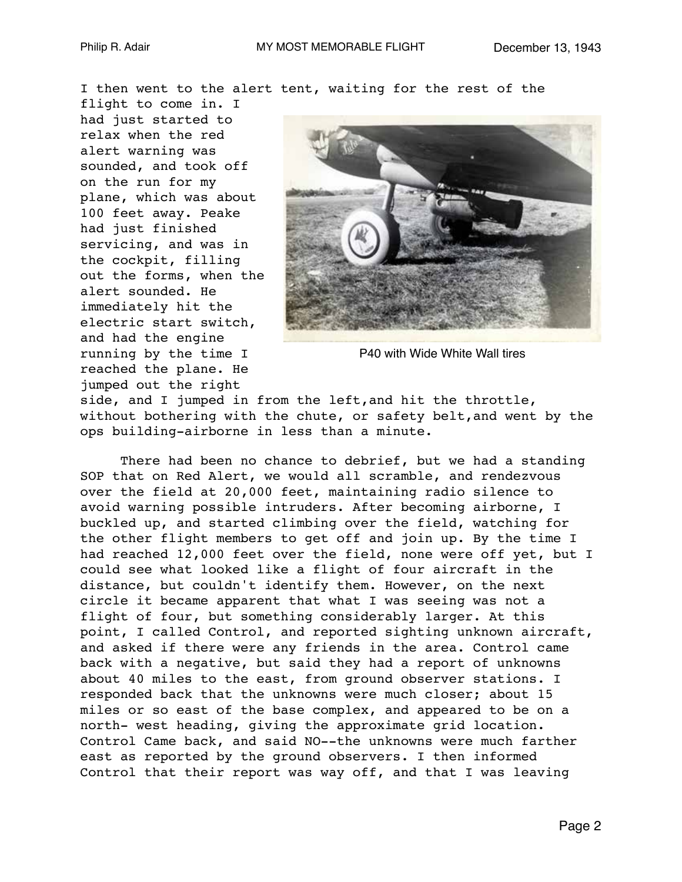I then went to the alert tent, waiting for the rest of the flight to come in. I had just started to relax when the red alert warning was sounded, and took off on the run for my plane, which was about 100 feet away. Peake had just finished servicing, and was in the cockpit, filling out the forms, when the alert sounded. He immediately hit the electric start switch, and had the engine running by the time I reached the plane. He jumped out the right side, and I jumped in from the left,and hit the throttle, without bothering with the chute, or safety belt,and went by the ops building-airborne in less than a minute.

P40 with Wide White Wall tires

There had been no chance to debrief, but we had a standing SOP that on Red Alert, we would all scramble, and rendezvous over the field at 20,000 feet, maintaining radio silence to avoid warning possible intruders. After becoming airborne, I buckled up, and started climbing over the field, watching for the other flight members to get off and join up. By the time I had reached 12,000 feet over the field, none were off yet, but I could see what looked like a flight of four aircraft in the distance, but couldn't identify them. However, on the next circle it became apparent that what I was seeing was not a flight of four, but something considerably larger. At this point, I called Control, and reported sighting unknown aircraft, and asked if there were any friends in the area. Control came back with a negative, but said they had a report of unknowns about 40 miles to the east, from ground observer stations. I responded back that the unknowns were much closer; about 15 miles or so east of the base complex, and appeared to be on a north- west heading, giving the approximate grid location. Control Came back, and said NO--the unknowns were much farther east as reported by the ground observers. I then informed Control that their report was way off, and that I was leaving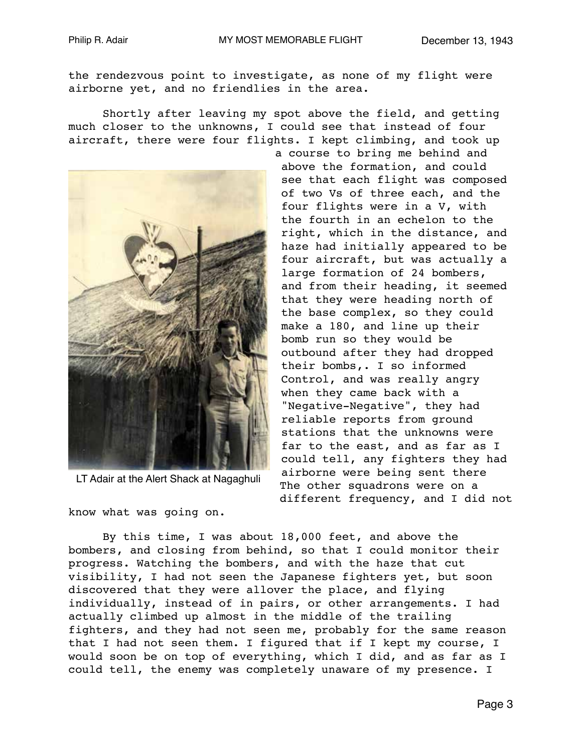the rendezvous point to investigate, as none of my flight were airborne yet, and no friendlies in the area.

Shortly after leaving my spot above the field, and getting much closer to the unknowns, I could see that instead of four aircraft, there were four flights. I kept climbing, and took up a course to bring me behind and above the formation, and could see that each flight was composed of two Vs of three each, and the four flights were in a V, with the fourth in an echelon to the right, which in the distance, and haze had initially appeared to be four aircraft, but was actually a large formation of 24 bombers, and from their heading, it seemed that they were heading north of the base complex, so they could make a 180, and line up their bomb run so they would be outbound after they had dropped their bombs,. I so informed Control, and was really angry when they came back with a "Negative-Negative", they had reliable reports from ground stations that the unknowns were far to the east, and as far as I could tell, any fighters they had airborne were being sent there The other squadrons were on a different frequency, and I did not know what was going on.

LT Adair at the Alert Shack at Nagaghuli

By this time, I was about 18,000 feet, and above the bombers, and closing from behind, so that I could monitor their progress. Watching the bombers, and with the haze that cut visibility, I had not seen the Japanese fighters yet, but soon discovered that they were allover the place, and flying individually, instead of in pairs, or other arrangements. I had actually climbed up almost in the middle of the trailing fighters, and they had not seen me, probably for the same reason that I had not seen them. I figured that if I kept my course, I would soon be on top of everything, which I did, and as far as I could tell, the enemy was completely unaware of my presence. I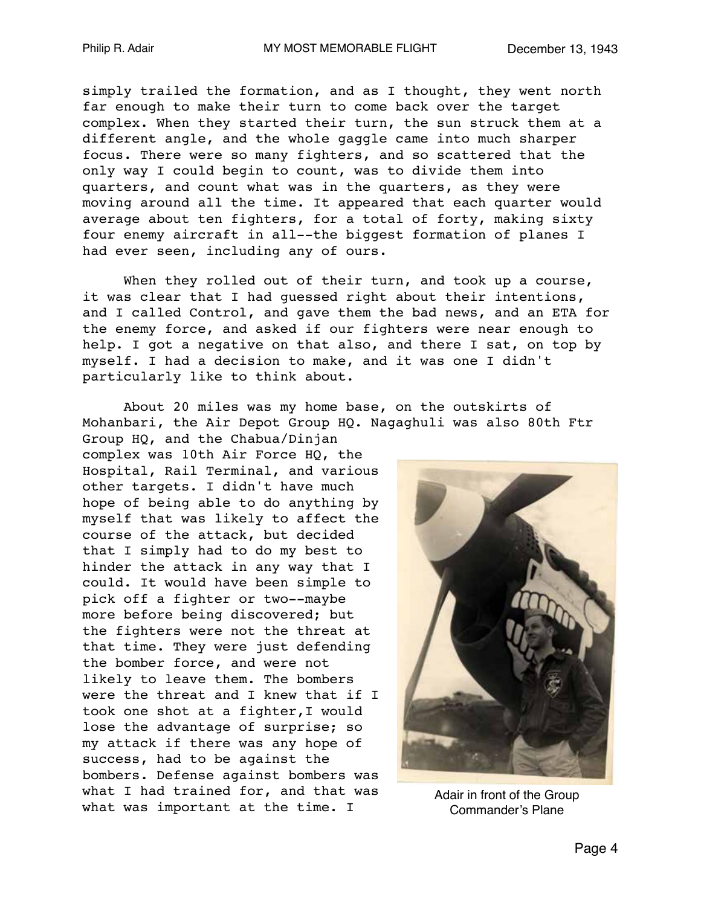simply trailed the formation, and as I thought, they went north far enough to make their turn to come back over the target complex. When they started their turn, the sun struck them at a different angle, and the whole gaggle came into much sharper focus. There were so many fighters, and so scattered that the only way I could begin to count, was to divide them into quarters, and count what was in the quarters, as they were moving around all the time. It appeared that each quarter would average about ten fighters, for a total of forty, making sixty four enemy aircraft in all--the biggest formation of planes I had ever seen, including any of ours.

When they rolled out of their turn, and took up a course, it was clear that I had guessed right about their intentions, and I called Control, and gave them the bad news, and an ETA for the enemy force, and asked if our fighters were near enough to help. I got a negative on that also, and there I sat, on top by myself. I had a decision to make, and it was one I didn't particularly like to think about.

About 20 miles was my home base, on the outskirts of Mohanbari, the Air Depot Group HQ. Nagaghuli was also 80th Ftr Group HQ, and the Chabua/Dinjan complex was 10th Air Force HQ, the Hospital, Rail Terminal, and various other targets. I didn't have much hope of being able to do anything by myself that was likely to affect the course of the attack, but decided that I simply had to do my best to hinder the attack in any way that I could. It would have been simple to pick off a fighter or two--maybe more before being discovered; but the fighters were not the threat at that time. They were just defending the bomber force, and were not likely to leave them. The bombers were the threat and I knew that if I took one shot at a fighter,I would lose the advantage of surprise; so my attack if there was any hope of success, had to be against the bombers. Defense against bombers was what I had trained for, and that was what was important at the time. I

Adair in front of the Group Commander's Plane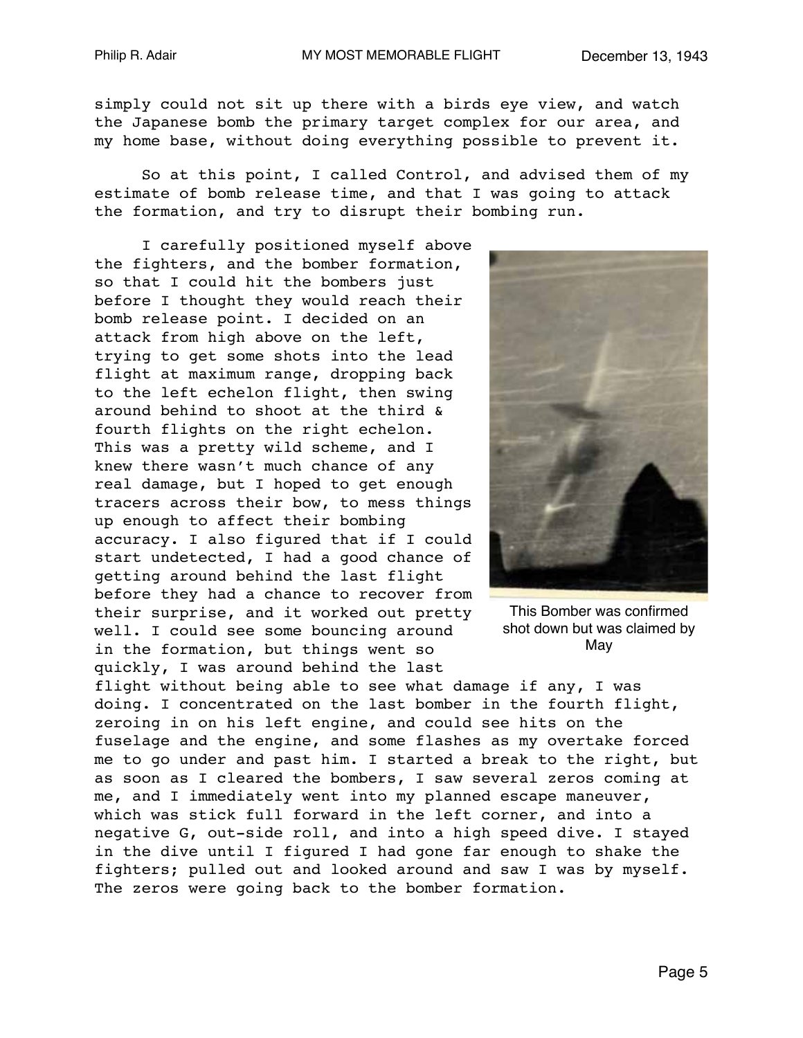simply could not sit up there with a birds eye view, and watch the Japanese bomb the primary target complex for our area, and my home base, without doing everything possible to prevent it.

So at this point, I called Control, and advised them of my estimate of bomb release time, and that I was going to attack the formation, and try to disrupt their bombing run.

I carefully positioned myself above the fighters, and the bomber formation, so that I could hit the bombers just before I thought they would reach their bomb release point. I decided on an attack from high above on the left, trying to get some shots into the lead flight at maximum range, dropping back to the left echelon flight, then swing around behind to shoot at the third & fourth flights on the right echelon. This was a pretty wild scheme, and I knew there wasn't much chance of any real damage, but I hoped to get enough tracers across their bow, to mess things up enough to affect their bombing accuracy. I also figured that if I could start undetected, I had a good chance of getting around behind the last flight before they had a chance to recover from their surprise, and it worked out pretty well. I could see some bouncing around in the formation, but things went so quickly, I was around behind the last flight without being able to see what damage if any, I was doing. I concentrated on the last bomber in the fourth flight, zeroing in on his left engine, and could see hits on the fuselage and the engine, and some flashes as my overtake forced me to go under and past him. I started a break to the right, but as soon as I cleared the bombers, I saw several zeros coming at me, and I immediately went into my planned escape maneuver, which was stick full forward in the left corner, and into a negative G, out-side roll, and into a high speed dive. I stayed in the dive until I figured I had gone far enough to shake the fighters; pulled out and looked around and saw I was by myself. The zeros were going back to the bomber formation.

This Bomber was confirmed shot down but was claimed by May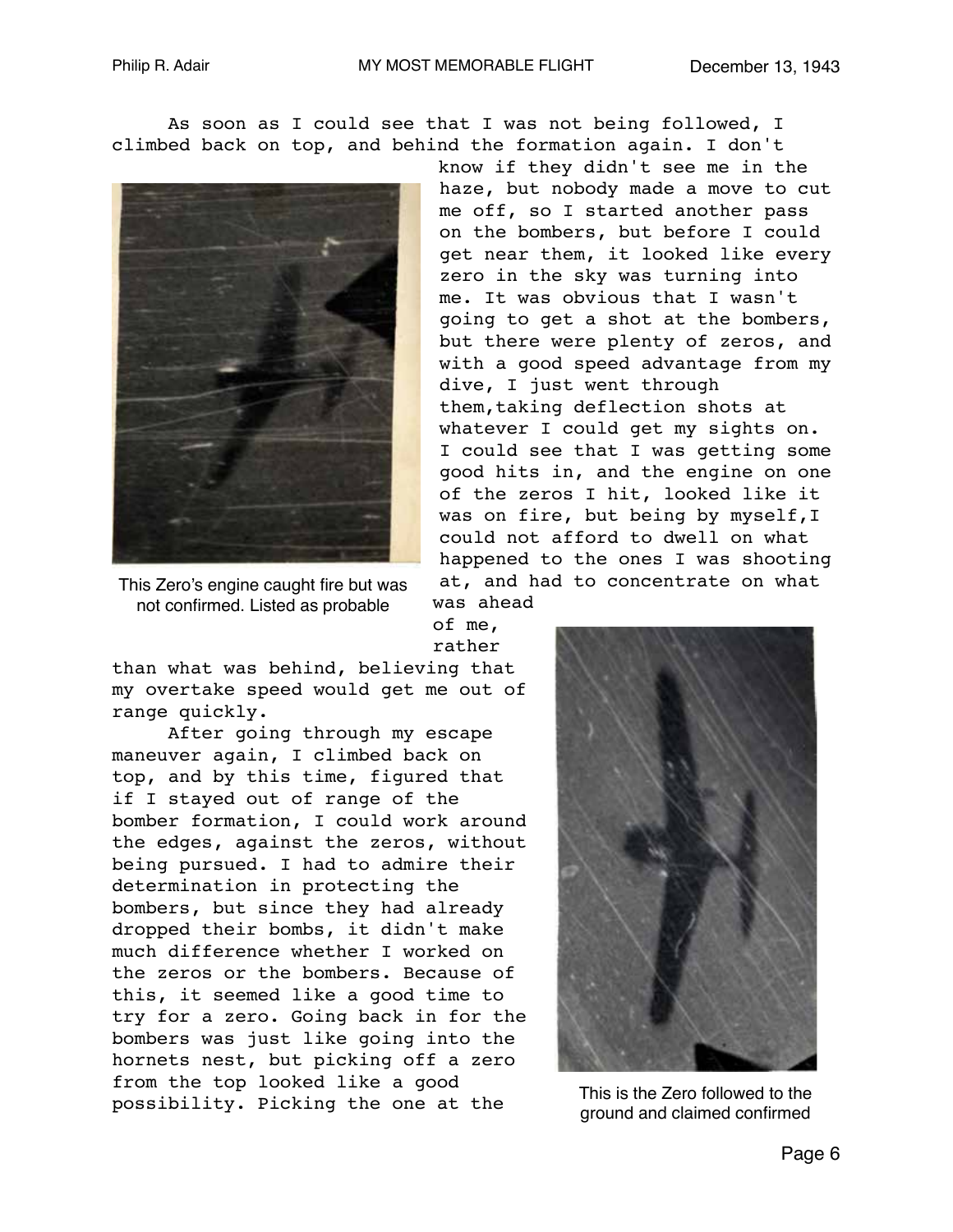As soon as I could see that I was not being followed, I climbed back on top, and behind the formation again. I don't know if they didn't see me in the haze, but nobody made a move to cut me off, so I started another pass on the bombers, but before I could get near them, it looked like every zero in the sky was turning into me. It was obvious that I wasn't going to get a shot at the bombers, but there were plenty of zeros, and with a good speed advantage from my dive, I just went through them,taking deflection shots at whatever I could get my sights on. I could see that I was getting some good hits in, and the engine on one of the zeros I hit, looked like it was on fire, but being by myself,I could not afford to dwell on what happened to the ones I was shooting at, and had to concentrate on what was ahead of me, rather than what was behind, believing that my overtake speed would get me out of range quickly.

This Zero's engine caught fire but was not confirmed. Listed as probable

After going through my escape maneuver again, I climbed back on top, and by this time, figured that if I stayed out of range of the bomber formation, I could work around the edges, against the zeros, without being pursued. I had to admire their determination in protecting the bombers, but since they had already dropped their bombs, it didn't make much difference whether I worked on the zeros or the bombers. Because of this, it seemed like a good time to try for a zero. Going back in for the bombers was just like going into the hornets nest, but picking off a zero from the top looked like a good possibility. Picking the one at the

This is the Zero followed to the ground and claimed confirmed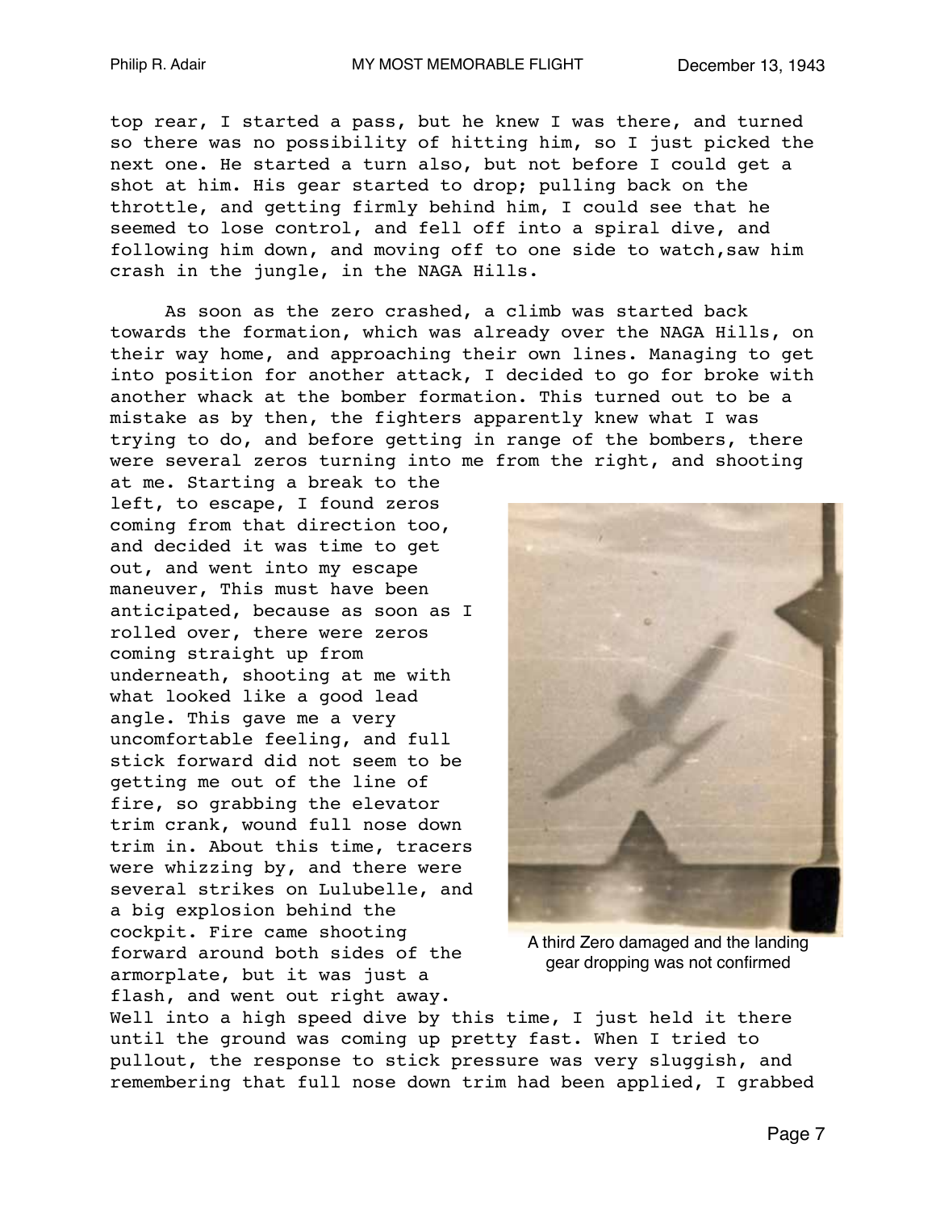top rear, I started a pass, but he knew I was there, and turned so there was no possibility of hitting him, so I just picked the next one. He started a turn also, but not before I could get a shot at him. His gear started to drop; pulling back on the throttle, and getting firmly behind him, I could see that he seemed to lose control, and fell off into a spiral dive, and following him down, and moving off to one side to watch,saw him crash in the jungle, in the NAGA Hills.

As soon as the zero crashed, a climb was started back towards the formation, which was already over the NAGA Hills, on their way home, and approaching their own lines. Managing to get into position for another attack, I decided to go for broke with another whack at the bomber formation. This turned out to be a mistake as by then, the fighters apparently knew what I was trying to do, and before getting in range of the bombers, there were several zeros turning into me from the right, and shooting at me. Starting a break to the left, to escape, I found zeros coming from that direction too, and decided it was time to get out, and went into my escape maneuver, This must have been anticipated, because as soon as I rolled over, there were zeros coming straight up from underneath, shooting at me with what looked like a good lead angle. This gave me a very uncomfortable feeling, and full stick forward did not seem to be getting me out of the line of fire, so grabbing the elevator trim crank, wound full nose down trim in. About this time, tracers were whizzing by, and there were several strikes on Lulubelle, and a big explosion behind the cockpit. Fire came shooting forward around both sides of the armorplate, but it was just a flash, and went out right away. Well into a high speed dive by this time, I just held it there until the ground was coming up pretty fast. When I tried to pullout, the response to stick pressure was very sluggish, and remembering that full nose down trim had been applied, I grabbed

A third Zero damaged and the landing gear dropping was not confirmed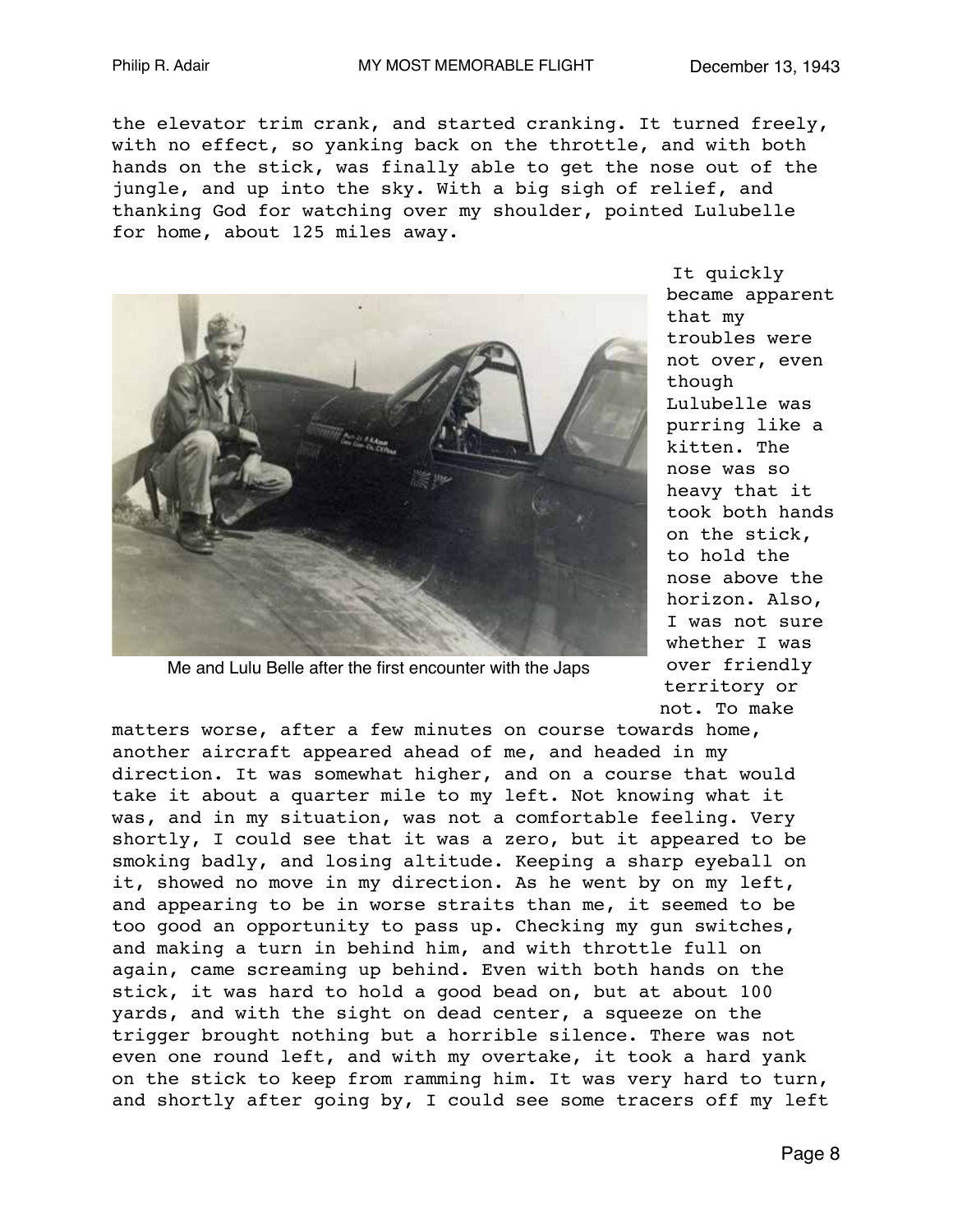the elevator trim crank, and started cranking. It turned freely, with no effect, so yanking back on the throttle, and with both hands on the stick, was finally able to get the nose out of the jungle, and up into the sky. With a big sigh of relief, and thanking God for watching over my shoulder, pointed Lulubelle for home, about 125 miles away.

Me and Lulu Belle after the first encounter with the Japs

It quickly became apparent that my troubles were not over, even though Lulubelle was purring like a kitten. The nose was so heavy that it took both hands on the stick, to hold the nose above the horizon. Also, I was not sure whether I was over friendly territory or not. To make matters worse, after a few minutes on course towards home, another aircraft appeared ahead of me, and headed in my direction. It was somewhat higher, and on a course that would take it about a quarter mile to my left. Not knowing what it was, and in my situation, was not a comfortable feeling. Very shortly, I could see that it was a zero, but it appeared to be smoking badly, and losing altitude. Keeping a sharp eyeball on it, showed no move in my direction. As he went by on my left, and appearing to be in worse straits than me, it seemed to be too good an opportunity to pass up. Checking my gun switches, and making a turn in behind him, and with throttle full on again, came screaming up behind. Even with both hands on the stick, it was hard to hold a good bead on, but at about 100 yards, and with the sight on dead center, a squeeze on the trigger brought nothing but a horrible silence. There was not even one round left, and with my overtake, it took a hard yank on the stick to keep from ramming him. It was very hard to turn, and shortly after going by, I could see some tracers off my left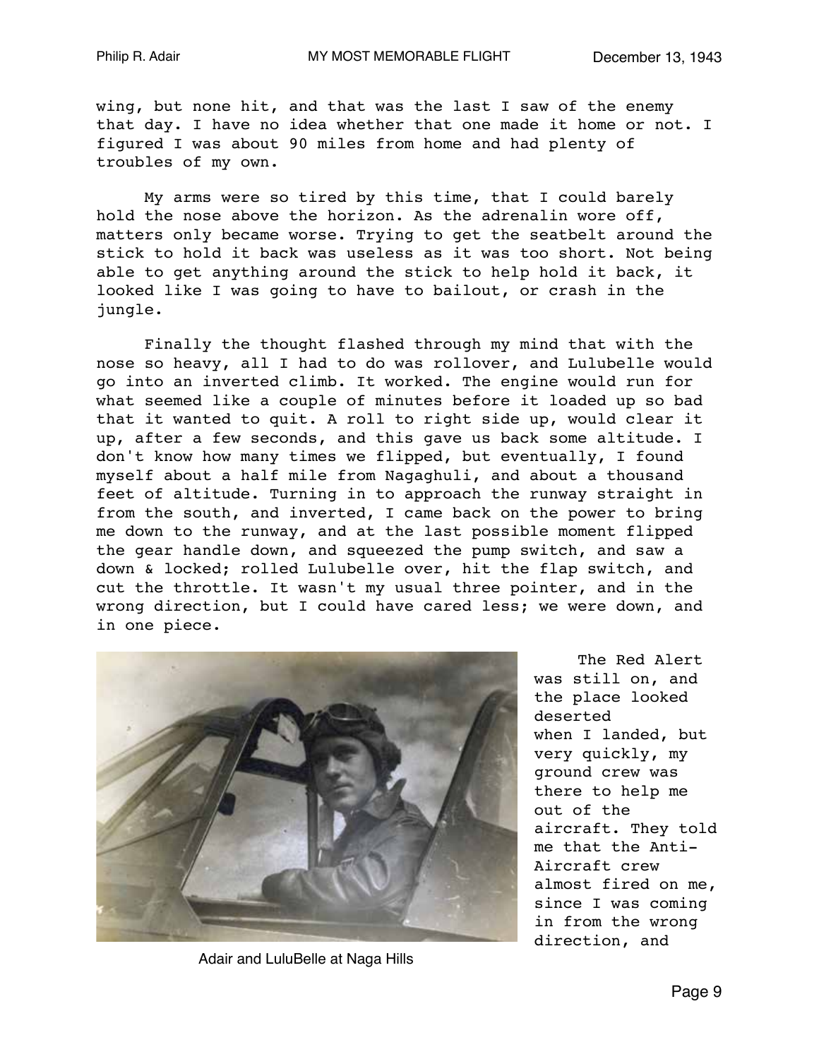wing, but none hit, and that was the last I saw of the enemy that day. I have no idea whether that one made it home or not. I figured I was about 90 miles from home and had plenty of troubles of my own.

My arms were so tired by this time, that I could barely hold the nose above the horizon. As the adrenalin wore off, matters only became worse. Trying to get the seatbelt around the stick to hold it back was useless as it was too short. Not being able to get anything around the stick to help hold it back, it looked like I was going to have to bailout, or crash in the jungle.

Finally the thought flashed through my mind that with the nose so heavy, all I had to do was rollover, and Lulubelle would go into an inverted climb. It worked. The engine would run for what seemed like a couple of minutes before it loaded up so bad that it wanted to quit. A roll to right side up, would clear it up, after a few seconds, and this gave us back some altitude. I don't know how many times we flipped, but eventually, I found myself about a half mile from Nagaghuli, and about a thousand feet of altitude. Turning in to approach the runway straight in from the south, and inverted, I came back on the power to bring me down to the runway, and at the last possible moment flipped the gear handle down, and squeezed the pump switch, and saw a down & locked; rolled Lulubelle over, hit the flap switch, and cut the throttle. It wasn't my usual three pointer, and in the wrong direction, but I could have cared less; we were down, and in one piece.

Adair and LuluBelle at Naga Hills

The Red Alert was still on, and the place looked deserted when I landed, but very quickly, my ground crew was there to help me out of the aircraft. They told me that the Anti-Aircraft crew almost fired on me, since I was coming in from the wrong direction, and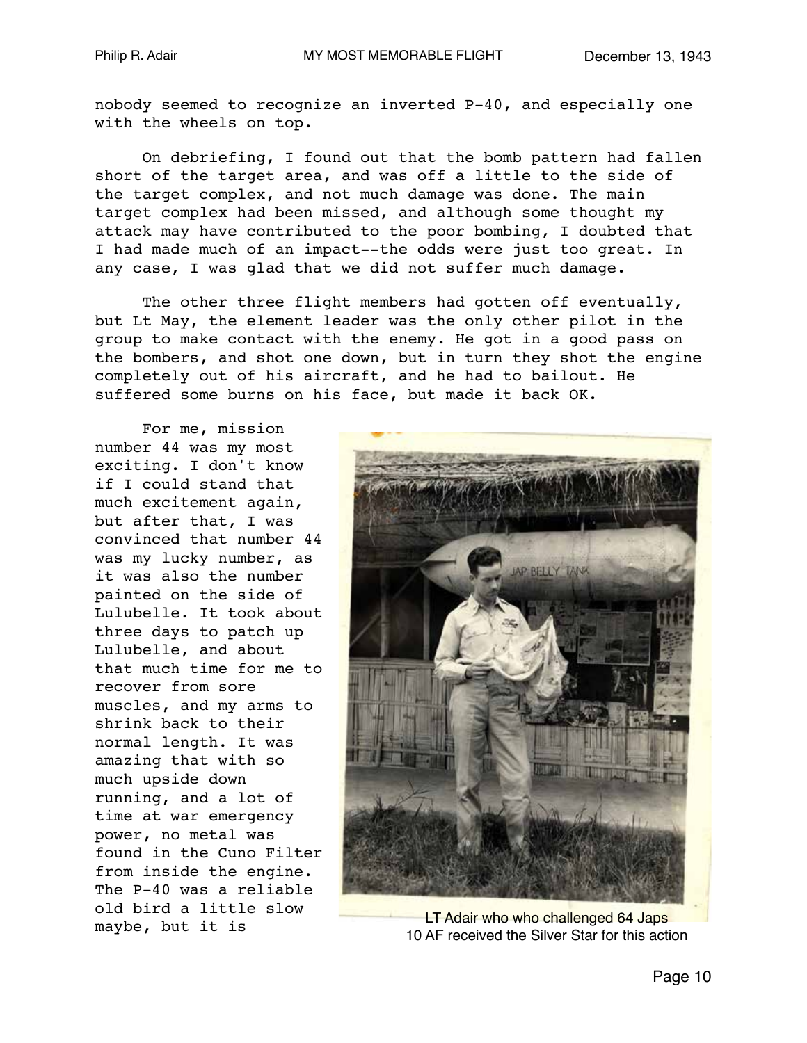nobody seemed to recognize an inverted P-40, and especially one with the wheels on top.

On debriefing, I found out that the bomb pattern had fallen short of the target area, and was off a little to the side of the target complex, and not much damage was done. The main target complex had been missed, and although some thought my attack may have contributed to the poor bombing, I doubted that I had made much of an impact--the odds were just too great. In any case, I was glad that we did not suffer much damage.

The other three flight members had gotten off eventually, but Lt May, the element leader was the only other pilot in the group to make contact with the enemy. He got in a good pass on the bombers, and shot one down, but in turn they shot the engine completely out of his aircraft, and he had to bailout. He suffered some burns on his face, but made it back OK.

For me, mission number 44 was my most exciting. I don't know if I could stand that much excitement again, but after that, I was convinced that number 44 was my lucky number, as it was also the number painted on the side of Lulubelle. It took about three days to patch up Lulubelle, and about that much time for me to recover from sore muscles, and my arms to shrink back to their normal length. It was amazing that with so much upside down running, and a lot of time at war emergency power, no metal was found in the Cuno Filter from inside the engine. The P-40 was a reliable old bird a little slow maybe, but it is

LT Adair who who challenged 64 Japs
10 AF received the Silver Star for this action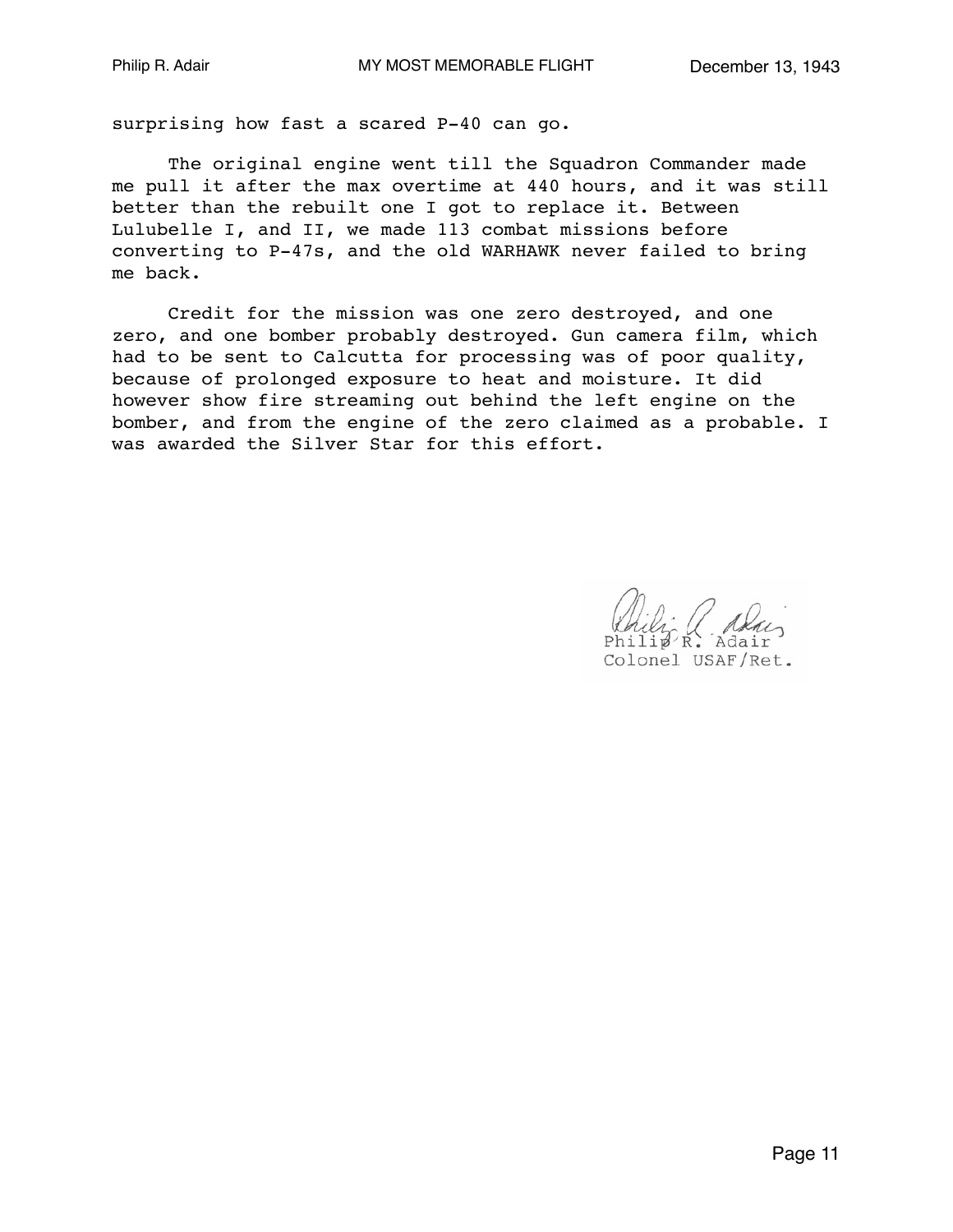surprising how fast a scared P-40 can go.

The original engine went till the Squadron Commander made me pull it after the max overtime at 440 hours, and it was still better than the rebuilt one I got to replace it. Between Lulubelle I, and II, we made 113 combat missions before converting to P-47s, and the old WARHAWK never failed to bring me back.

Credit for the mission was one zero destroyed, and one zero, and one bomber probably destroyed. Gun camera film, which had to be sent to Calcutta for processing was of poor quality, because of prolonged exposure to heat and moisture. It did however show fire streaming out behind the left engine on the bomber, and from the engine of the zero claimed as a probable. I was awarded the Silver Star for this effort.

Philip R. Adair
Colonel USAF/Ret.